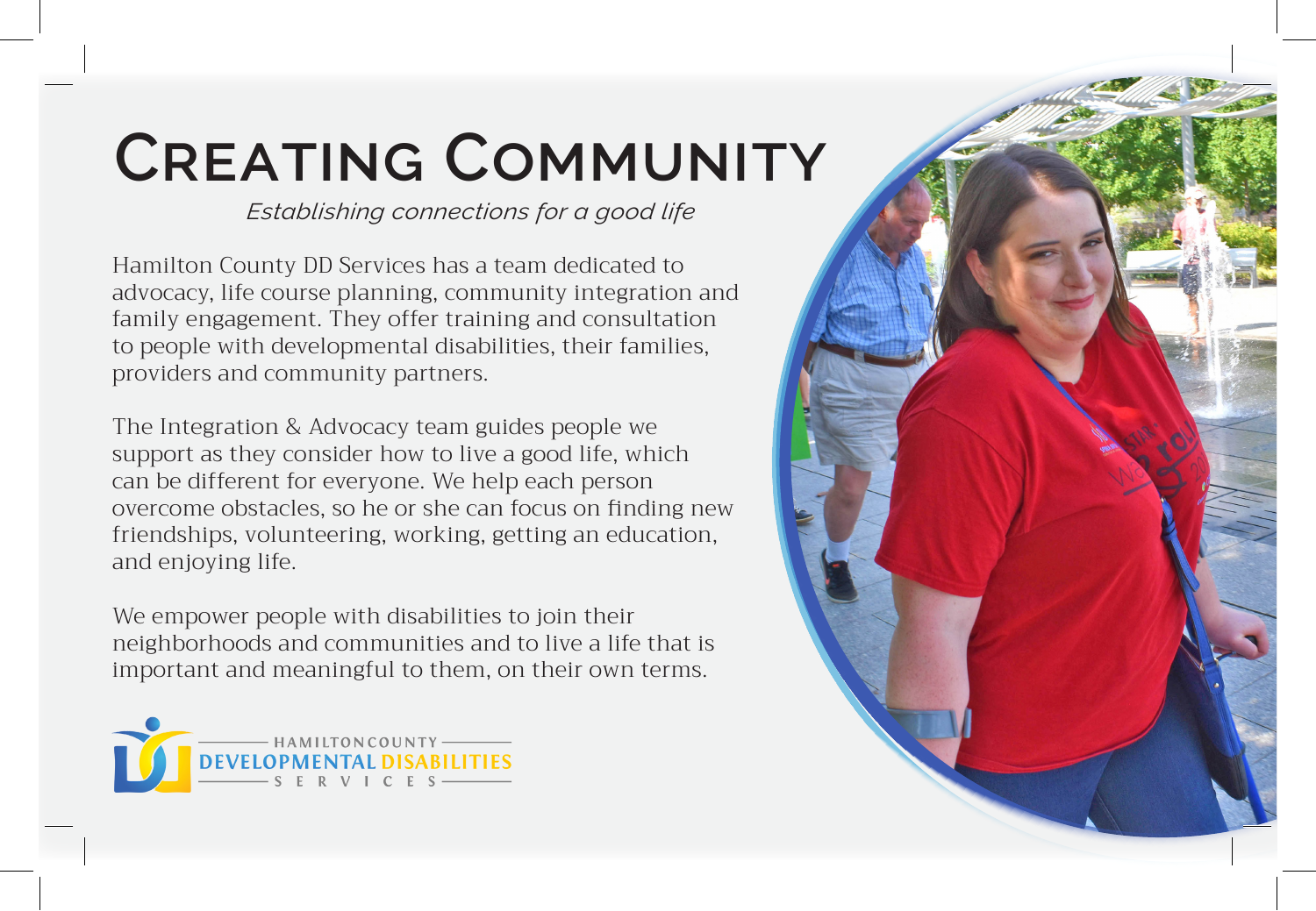# Creating Community

*Establishing connections for a good life*

Hamilton County DD Services has a team dedicated to advocacy, life course planning, community integration and family engagement. They offer training and consultation to people with developmental disabilities, their families, providers and community partners.

The Integration & Advocacy team guides people we support as they consider how to live a good life, which can be different for everyone. We help each person overcome obstacles, so he or she can focus on finding new friendships, volunteering, working, getting an education, and enjoying life.

We empower people with disabilities to join their neighborhoods and communities and to live a life that is important and meaningful to them, on their own terms.

HAMILTON COUNTY
DEVELOPMENTAL DISABILITIES
SERVICES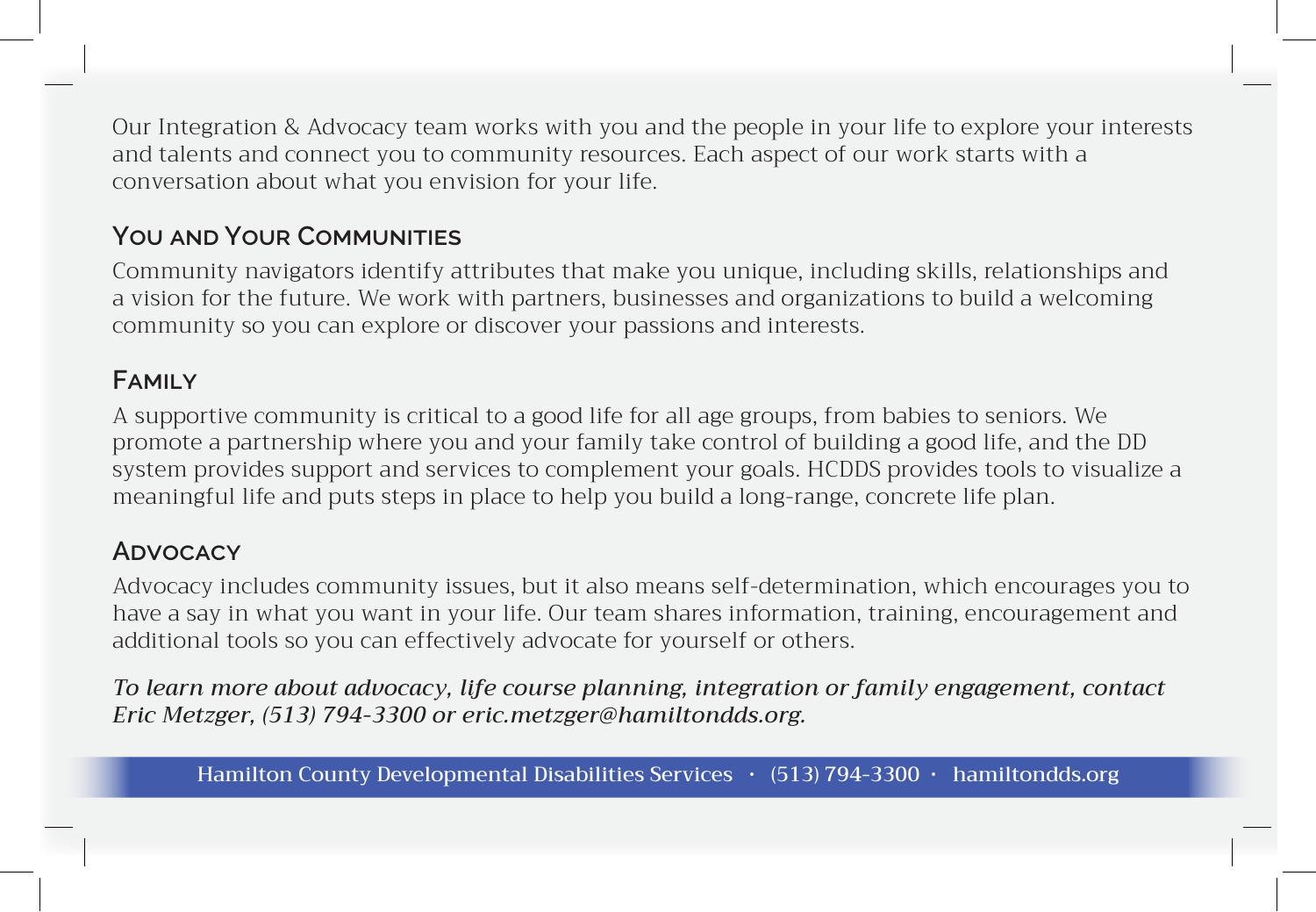Our Integration & Advocacy team works with you and the people in your life to explore your interests and talents and connect you to community resources. Each aspect of our work starts with a conversation about what you envision for your life.

## You and Your Communities

Community navigators identify attributes that make you unique, including skills, relationships and a vision for the future. We work with partners, businesses and organizations to build a welcoming community so you can explore or discover your passions and interests.

## Family

A supportive community is critical to a good life for all age groups, from babies to seniors. We promote a partnership where you and your family take control of building a good life, and the DD system provides support and services to complement your goals. HCDDS provides tools to visualize a meaningful life and puts steps in place to help you build a long-range, concrete life plan.

## Advocacy

Advocacy includes community issues, but it also means self-determination, which encourages you to have a say in what you want in your life. Our team shares information, training, encouragement and additional tools so you can effectively advocate for yourself or others.

*To learn more about advocacy, life course planning, integration or family engagement, contact Eric Metzger, (513) 794-3300 or eric.metzger@hamiltondds.org.*

Hamilton County Developmental Disabilities Services • (513) 794-3300 • hamiltondds.org